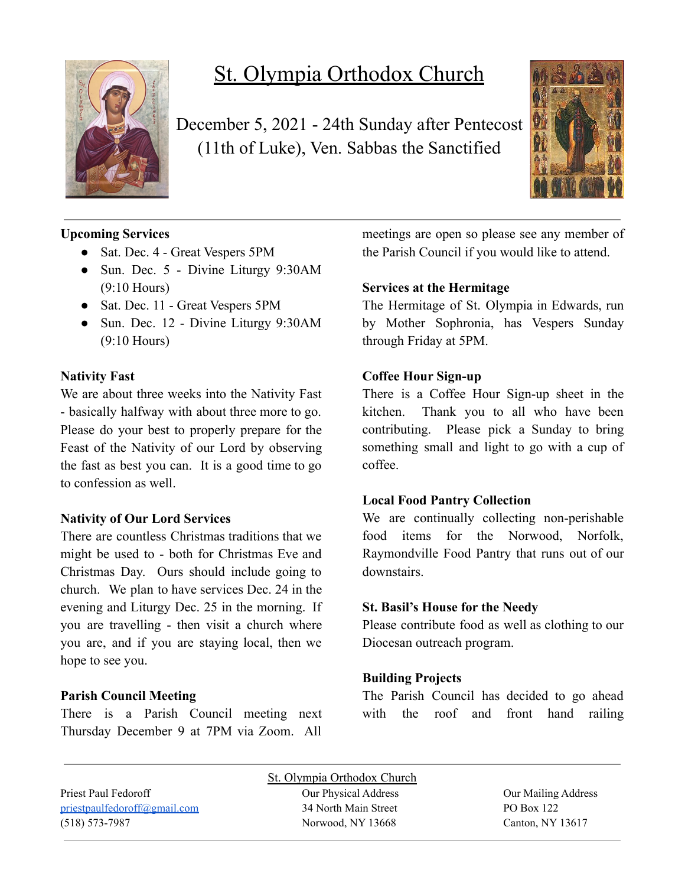# St. Olympia Orthodox Church

December 5, 2021 - 24th Sunday after Pentecost (11th of Luke), Ven. Sabbas the Sanctified

**Upcoming Services**

- Sat. Dec. 4 - Great Vespers 5PM
- Sun. Dec. 5 - Divine Liturgy 9:30AM (9:10 Hours)
- Sat. Dec. 11 - Great Vespers 5PM
- Sun. Dec. 12 - Divine Liturgy 9:30AM (9:10 Hours)

**Nativity Fast**

We are about three weeks into the Nativity Fast - basically halfway with about three more to go. Please do your best to properly prepare for the Feast of the Nativity of our Lord by observing the fast as best you can. It is a good time to go to confession as well.

**Nativity of Our Lord Services**

There are countless Christmas traditions that we might be used to - both for Christmas Eve and Christmas Day. Ours should include going to church. We plan to have services Dec. 24 in the evening and Liturgy Dec. 25 in the morning. If you are travelling - then visit a church where you are, and if you are staying local, then we hope to see you.

**Parish Council Meeting**

There is a Parish Council meeting next Thursday December 9 at 7PM via Zoom. All meetings are open so please see any member of the Parish Council if you would like to attend.

**Services at the Hermitage**

The Hermitage of St. Olympia in Edwards, run by Mother Sophronia, has Vespers Sunday through Friday at 5PM.

**Coffee Hour Sign-up**

There is a Coffee Hour Sign-up sheet in the kitchen. Thank you to all who have been contributing. Please pick a Sunday to bring something small and light to go with a cup of coffee.

**Local Food Pantry Collection**

We are continually collecting non-perishable food items for the Norwood, Norfolk, Raymondville Food Pantry that runs out of our downstairs.

**St. Basil's House for the Needy**

Please contribute food as well as clothing to our Diocesan outreach program.

**Building Projects**

The Parish Council has decided to go ahead with the roof and front hand railing

St. Olympia Orthodox Church

Priest Paul Fedoroff
priestpaulfedoroff@gmail.com
(518) 573-7987

Our Physical Address
34 North Main Street
Norwood, NY 13668

Our Mailing Address
PO Box 122
Canton, NY 13617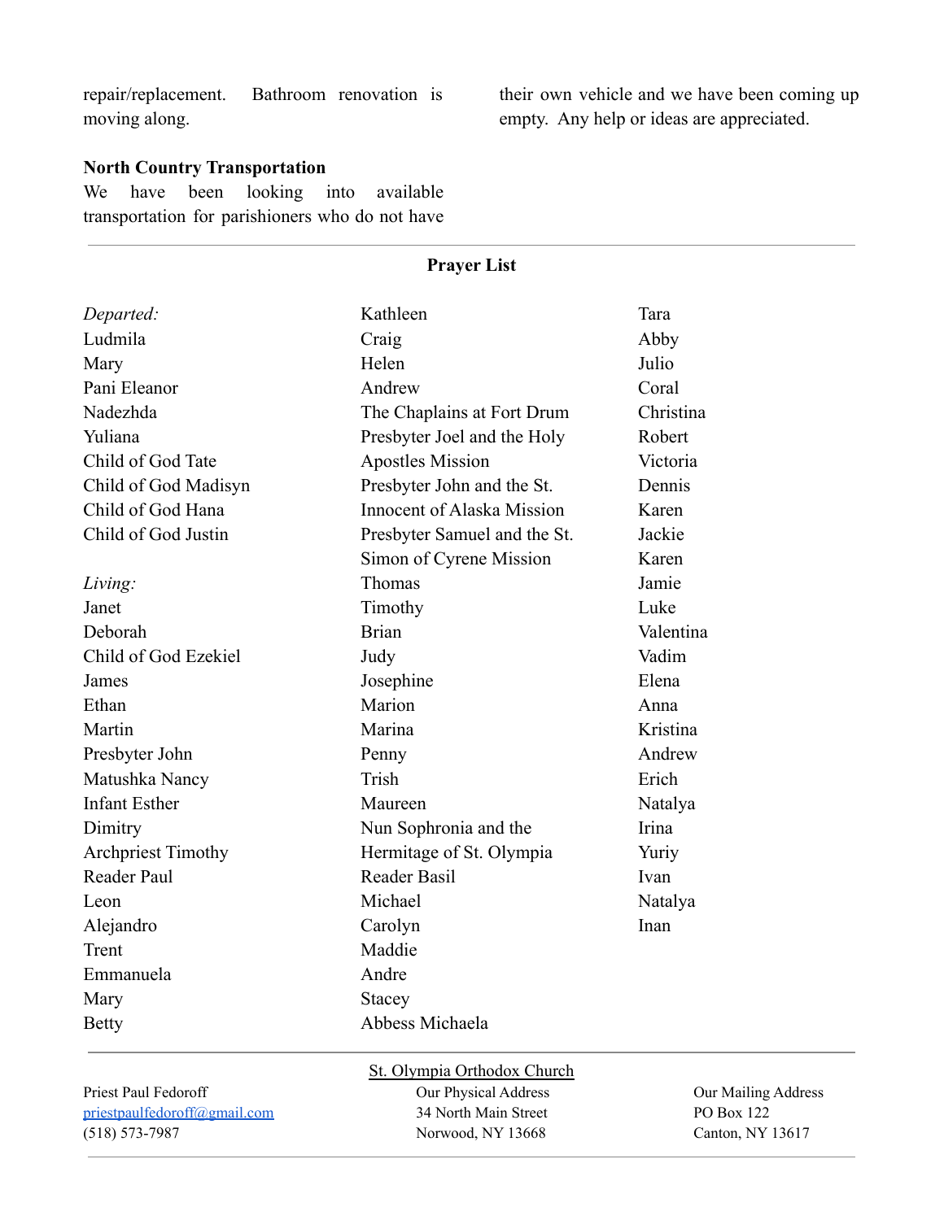repair/replacement. Bathroom renovation is moving along.

**North Country Transportation**

We have been looking into available transportation for parishioners who do not have their own vehicle and we have been coming up empty. Any help or ideas are appreciated.

---

**Prayer List**

*Departed:*
Ludmila
Mary
Pani Eleanor
Nadezhda
Yuliana
Child of God Tate
Child of God Madisyn
Child of God Hana
Child of God Justin

*Living:*
Janet
Deborah
Child of God Ezekiel
James
Ethan
Martin
Presbyter John
Matushka Nancy
Infant Esther
Dimitry
Archpriest Timothy
Reader Paul
Leon
Alejandro
Trent
Emmanuela
Mary
Betty
Kathleen
Craig
Helen
Andrew
The Chaplains at Fort Drum
Presbyter Joel and the Holy Apostles Mission
Presbyter John and the St. Innocent of Alaska Mission
Presbyter Samuel and the St. Simon of Cyrene Mission
Thomas
Timothy
Brian
Judy
Josephine
Marion
Marina
Penny
Trish
Maureen
Nun Sophronia and the Hermitage of St. Olympia
Reader Basil
Michael
Carolyn
Maddie
Andre
Stacey
Abbess Michaela
Tara
Abby
Julio
Coral
Christina
Robert
Victoria
Dennis
Karen
Jackie
Karen
Jamie
Luke
Valentina
Vadim
Elena
Anna
Kristina
Andrew
Erich
Natalya
Irina
Yuriy
Ivan
Natalya
Inan

---

St. Olympia Orthodox Church

Priest Paul Fedoroff
priestpaulfedoroff@gmail.com
(518) 573-7987

Our Physical Address
34 North Main Street
Norwood, NY 13668

Our Mailing Address
PO Box 122
Canton, NY 13617